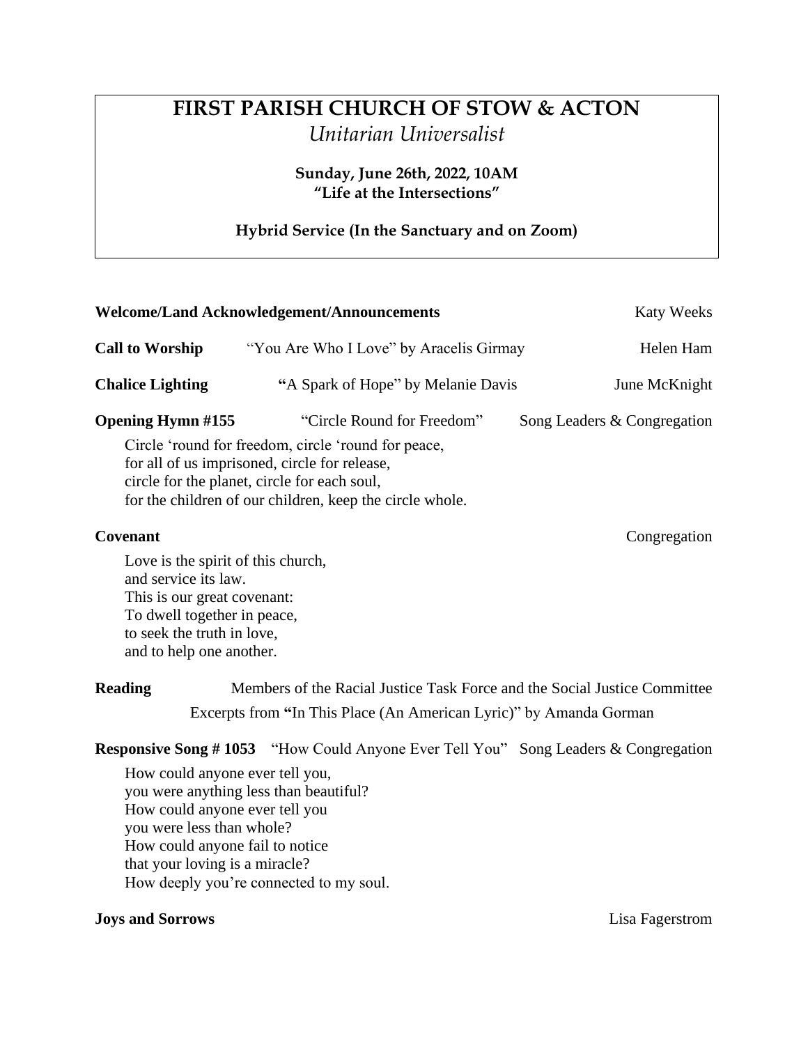# FIRST PARISH CHURCH OF STOW & ACTON

*Unitarian Universalist*

**Sunday, June 26th, 2022, 10AM**
**"Life at the Intersections"**

**Hybrid Service (In the Sanctuary and on Zoom)**

**Welcome/Land Acknowledgement/Announcements** — Katy Weeks

**Call to Worship** — "You Are Who I Love" by Aracelis Girmay — Helen Ham

**Chalice Lighting** — **"**A Spark of Hope" by Melanie Davis — June McKnight

**Opening Hymn #155** — "Circle Round for Freedom" — Song Leaders & Congregation

Circle 'round for freedom, circle 'round for peace,
for all of us imprisoned, circle for release,
circle for the planet, circle for each soul,
for the children of our children, keep the circle whole.

**Covenant** — Congregation

Love is the spirit of this church,
and service its law.
This is our great covenant:
To dwell together in peace,
to seek the truth in love,
and to help one another.

**Reading** — Members of the Racial Justice Task Force and the Social Justice Committee

Excerpts from **"**In This Place (An American Lyric)" by Amanda Gorman

**Responsive Song # 1053** — "How Could Anyone Ever Tell You" — Song Leaders & Congregation

How could anyone ever tell you,
you were anything less than beautiful?
How could anyone ever tell you
you were less than whole?
How could anyone fail to notice
that your loving is a miracle?
How deeply you're connected to my soul.

**Joys and Sorrows** — Lisa Fagerstrom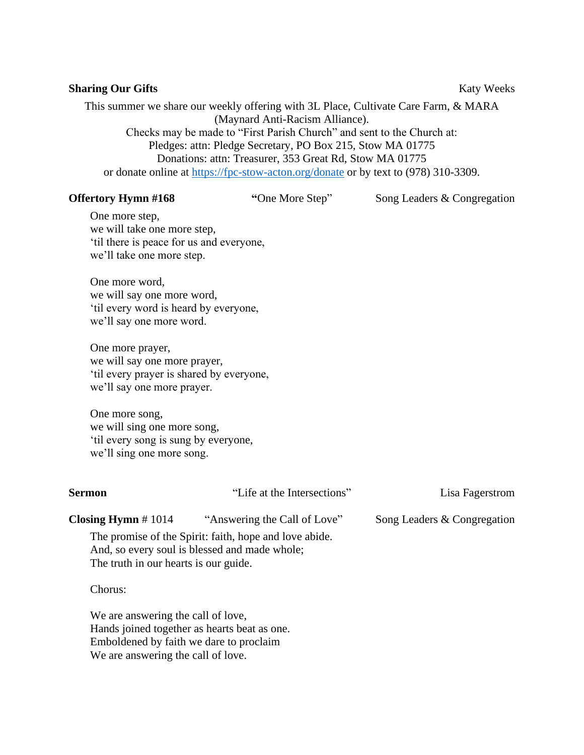**Sharing Our Gifts** Katy Weeks

This summer we share our weekly offering with 3L Place, Cultivate Care Farm, & MARA (Maynard Anti-Racism Alliance).
Checks may be made to "First Parish Church" and sent to the Church at:
Pledges: attn: Pledge Secretary, PO Box 215, Stow MA 01775
Donations: attn: Treasurer, 353 Great Rd, Stow MA 01775
or donate online at https://fpc-stow-acton.org/donate or by text to (978) 310-3309.

**Offertory Hymn #168** "One More Step" Song Leaders & Congregation

One more step,
we will take one more step,
'til there is peace for us and everyone,
we'll take one more step.

One more word,
we will say one more word,
'til every word is heard by everyone,
we'll say one more word.

One more prayer,
we will say one more prayer,
'til every prayer is shared by everyone,
we'll say one more prayer.

One more song,
we will sing one more song,
'til every song is sung by everyone,
we'll sing one more song.

**Sermon** "Life at the Intersections" Lisa Fagerstrom

**Closing Hymn** # 1014 "Answering the Call of Love" Song Leaders & Congregation

The promise of the Spirit: faith, hope and love abide.
And, so every soul is blessed and made whole;
The truth in our hearts is our guide.

Chorus:

We are answering the call of love,
Hands joined together as hearts beat as one.
Emboldened by faith we dare to proclaim
We are answering the call of love.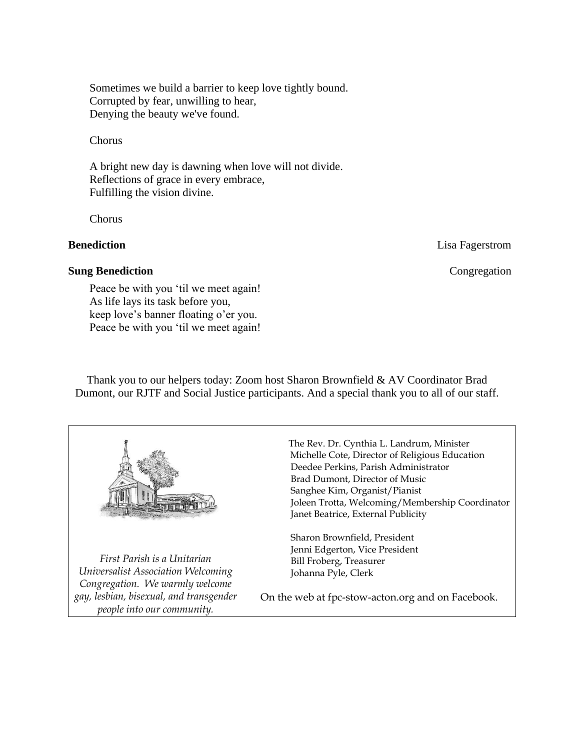Sometimes we build a barrier to keep love tightly bound.
Corrupted by fear, unwilling to hear,
Denying the beauty we've found.

Chorus

A bright new day is dawning when love will not divide.
Reflections of grace in every embrace,
Fulfilling the vision divine.

Chorus

**Benediction** Lisa Fagerstrom

**Sung Benediction** Congregation

Peace be with you 'til we meet again!
As life lays its task before you,
keep love's banner floating o'er you.
Peace be with you 'til we meet again!

Thank you to our helpers today: Zoom host Sharon Brownfield & AV Coordinator Brad Dumont, our RJTF and Social Justice participants. And a special thank you to all of our staff.

*First Parish is a Unitarian Universalist Association Welcoming Congregation. We warmly welcome gay, lesbian, bisexual, and transgender people into our community.*

The Rev. Dr. Cynthia L. Landrum, Minister
Michelle Cote, Director of Religious Education
Deedee Perkins, Parish Administrator
Brad Dumont, Director of Music
Sanghee Kim, Organist/Pianist
Joleen Trotta, Welcoming/Membership Coordinator
Janet Beatrice, External Publicity

Sharon Brownfield, President
Jenni Edgerton, Vice President
Bill Froberg, Treasurer
Johanna Pyle, Clerk

On the web at fpc-stow-acton.org and on Facebook.